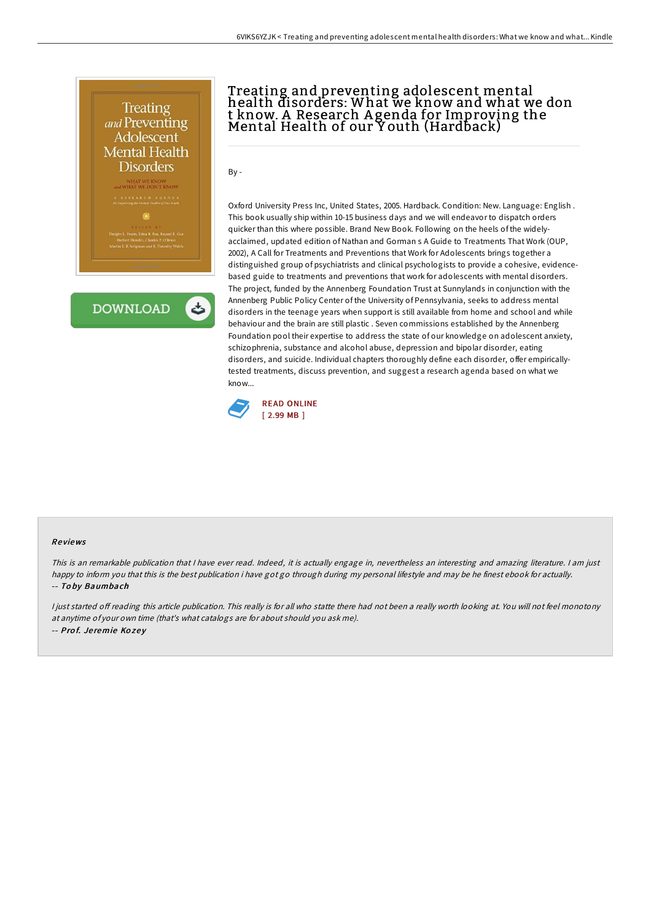# Treating and preventing adolescent mental health disorders: What we know and what we don t know. A Research Agenda for Improving the Mental Health of our Youth (Hardback)

By -

Oxford University Press Inc, United States, 2005. Hardback. Condition: New. Language: English . This book usually ship within 10-15 business days and we will endeavor to dispatch orders quicker than this where possible. Brand New Book. Following on the heels of the widely-acclaimed, updated edition of Nathan and Gorman s A Guide to Treatments That Work (OUP, 2002), A Call for Treatments and Preventions that Work for Adolescents brings together a distinguished group of psychiatrists and clinical psychologists to provide a cohesive, evidence-based guide to treatments and preventions that work for adolescents with mental disorders. The project, funded by the Annenberg Foundation Trust at Sunnylands in conjunction with the Annenberg Public Policy Center of the University of Pennsylvania, seeks to address mental disorders in the teenage years when support is still available from home and school and while behaviour and the brain are still plastic . Seven commissions established by the Annenberg Foundation pool their expertise to address the state of our knowledge on adolescent anxiety, schizophrenia, substance and alcohol abuse, depression and bipolar disorder, eating disorders, and suicide. Individual chapters thoroughly define each disorder, offer empirically-tested treatments, discuss prevention, and suggest a research agenda based on what we know...

READ ONLINE
[ 2.99 MB ]

## Reviews

*This is an remarkable publication that I have ever read. Indeed, it is actually engage in, nevertheless an interesting and amazing literature. I am just happy to inform you that this is the best publication i have got go through during my personal lifestyle and may be he finest ebook for actually.*
-- *Toby Baumbach*

*I just started off reading this article publication. This really is for all who statte there had not been a really worth looking at. You will not feel monotony at anytime of your own time (that's what catalogs are for about should you ask me).*
-- *Prof. Jeremie Kozey*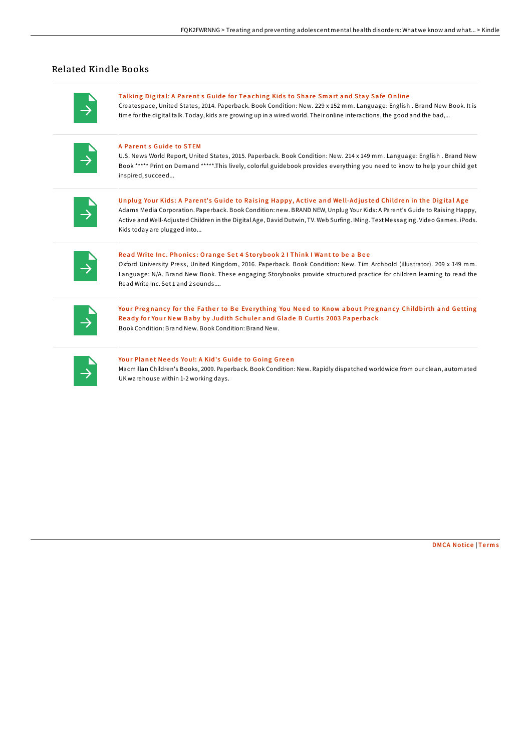## Related Kindle Books

### Talking Digital: A Parent s Guide for Teaching Kids to Share Smart and Stay Safe Online

Createspace, United States, 2014. Paperback. Book Condition: New. 229 x 152 mm. Language: English . Brand New Book. It is time for the digital talk. Today, kids are growing up in a wired world. Their online interactions, the good and the bad,...

### A Parent s Guide to STEM

U.S. News World Report, United States, 2015. Paperback. Book Condition: New. 214 x 149 mm. Language: English . Brand New Book ***** Print on Demand *****.This lively, colorful guidebook provides everything you need to know to help your child get inspired, succeed...

### Unplug Your Kids: A Parent's Guide to Raising Happy, Active and Well-Adjusted Children in the Digital Age

Adams Media Corporation. Paperback. Book Condition: new. BRAND NEW, Unplug Your Kids: A Parent's Guide to Raising Happy, Active and Well-Adjusted Children in the Digital Age, David Dutwin, TV. Web Surfing. IMing. Text Messaging. Video Games. iPods. Kids today are plugged into...

### Read Write Inc. Phonics: Orange Set 4 Storybook 2 I Think I Want to be a Bee

Oxford University Press, United Kingdom, 2016. Paperback. Book Condition: New. Tim Archbold (illustrator). 209 x 149 mm. Language: N/A. Brand New Book. These engaging Storybooks provide structured practice for children learning to read the Read Write Inc. Set 1 and 2 sounds....

### Your Pregnancy for the Father to Be Everything You Need to Know about Pregnancy Childbirth and Getting Ready for Your New Baby by Judith Schuler and Glade B Curtis 2003 Paperback

Book Condition: Brand New. Book Condition: Brand New.

### Your Planet Needs You!: A Kid's Guide to Going Green

Macmillan Children's Books, 2009. Paperback. Book Condition: New. Rapidly dispatched worldwide from our clean, automated UK warehouse within 1-2 working days.